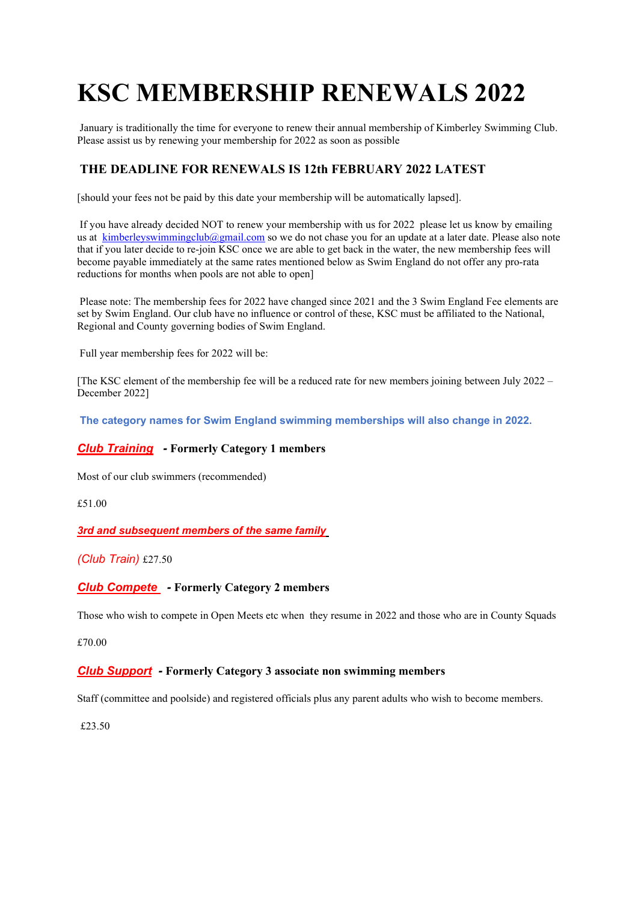# KSC MEMBERSHIP RENEWALS 2022

January is traditionally the time for everyone to renew their annual membership of Kimberley Swimming Club. Please assist us by renewing your membership for 2022 as soon as possible

### THE DEADLINE FOR RENEWALS IS 12th FEBRUARY 2022 LATEST

[should your fees not be paid by this date your membership will be automatically lapsed].

If you have already decided NOT to renew your membership with us for 2022 please let us know by emailing us at kimberleyswimmingclub@gmail.com so we do not chase you for an update at a later date. Please also note that if you later decide to re-join KSC once we are able to get back in the water, the new membership fees will become payable immediately at the same rates mentioned below as Swim England do not offer any pro-rata reductions for months when pools are not able to open]

Please note: The membership fees for 2022 have changed since 2021 and the 3 Swim England Fee elements are set by Swim England. Our club have no influence or control of these, KSC must be affiliated to the National, Regional and County governing bodies of Swim England.

Full year membership fees for 2022 will be:

[The KSC element of the membership fee will be a reduced rate for new members joining between July 2022 – December 2022]

**The category names for Swim England swimming memberships will also change in 2022.**

***Club Training*** **- Formerly Category 1 members**

Most of our club swimmers (recommended)

£51.00

***3rd and subsequent members of the same family***

*(Club Train)* £27.50

***Club Compete*** **- Formerly Category 2 members**

Those who wish to compete in Open Meets etc when they resume in 2022 and those who are in County Squads

£70.00

***Club Support*** **- Formerly Category 3 associate non swimming members**

Staff (committee and poolside) and registered officials plus any parent adults who wish to become members.

£23.50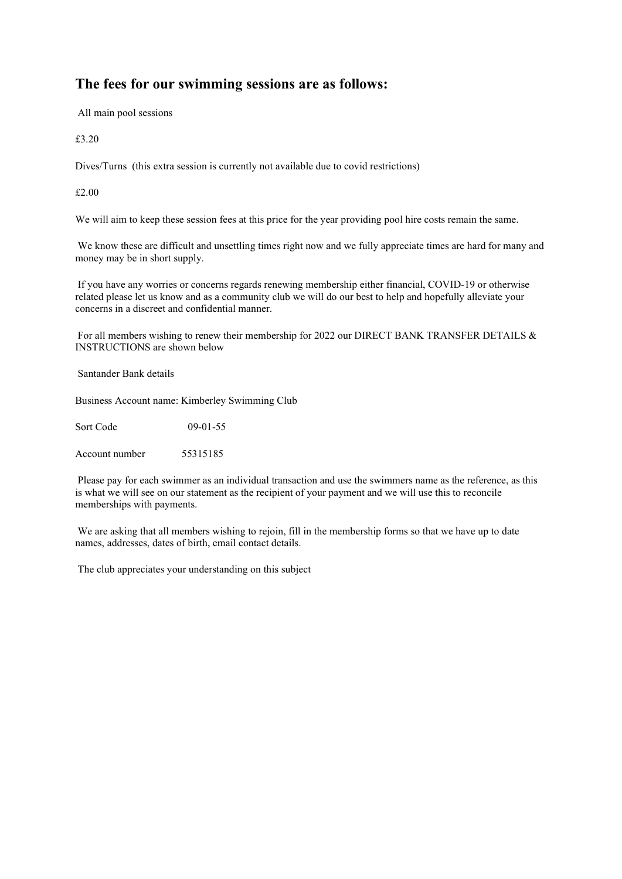## The fees for our swimming sessions are as follows:

All main pool sessions

£3.20

Dives/Turns (this extra session is currently not available due to covid restrictions)

£2.00

We will aim to keep these session fees at this price for the year providing pool hire costs remain the same.

We know these are difficult and unsettling times right now and we fully appreciate times are hard for many and money may be in short supply.

If you have any worries or concerns regards renewing membership either financial, COVID-19 or otherwise related please let us know and as a community club we will do our best to help and hopefully alleviate your concerns in a discreet and confidential manner.

For all members wishing to renew their membership for 2022 our DIRECT BANK TRANSFER DETAILS & INSTRUCTIONS are shown below

Santander Bank details

Business Account name: Kimberley Swimming Club

Sort Code 09-01-55

Account number 55315185

Please pay for each swimmer as an individual transaction and use the swimmers name as the reference, as this is what we will see on our statement as the recipient of your payment and we will use this to reconcile memberships with payments.

We are asking that all members wishing to rejoin, fill in the membership forms so that we have up to date names, addresses, dates of birth, email contact details.

The club appreciates your understanding on this subject